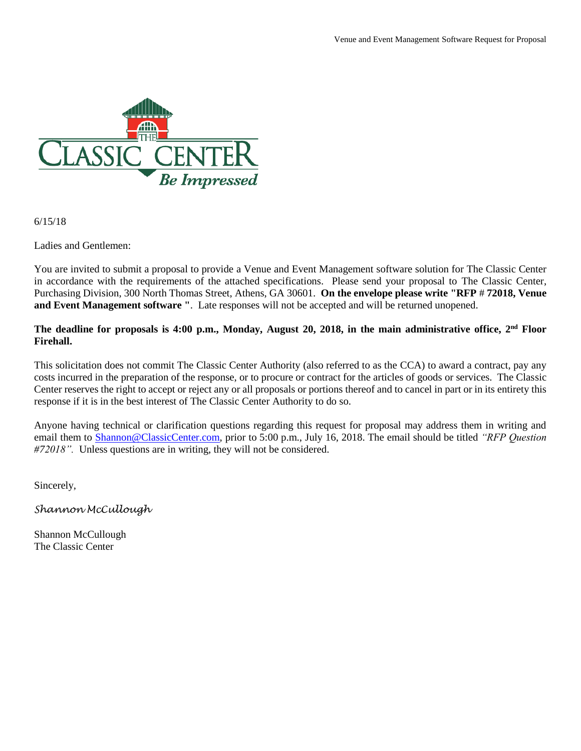6/15/18

Ladies and Gentlemen:

You are invited to submit a proposal to provide a Venue and Event Management software solution for The Classic Center in accordance with the requirements of the attached specifications. Please send your proposal to The Classic Center, Purchasing Division, 300 North Thomas Street, Athens, GA 30601. **On the envelope please write "RFP # 72018, Venue and Event Management software "**. Late responses will not be accepted and will be returned unopened.

**The deadline for proposals is 4:00 p.m., Monday, August 20, 2018, in the main administrative office, 2nd Floor Firehall.**

This solicitation does not commit The Classic Center Authority (also referred to as the CCA) to award a contract, pay any costs incurred in the preparation of the response, or to procure or contract for the articles of goods or services. The Classic Center reserves the right to accept or reject any or all proposals or portions thereof and to cancel in part or in its entirety this response if it is in the best interest of The Classic Center Authority to do so.

Anyone having technical or clarification questions regarding this request for proposal may address them in writing and email them to Shannon@ClassicCenter.com, prior to 5:00 p.m., July 16, 2018. The email should be titled *"RFP Question #72018".* Unless questions are in writing, they will not be considered.

Sincerely,

*Shannon McCullough*

Shannon McCullough
The Classic Center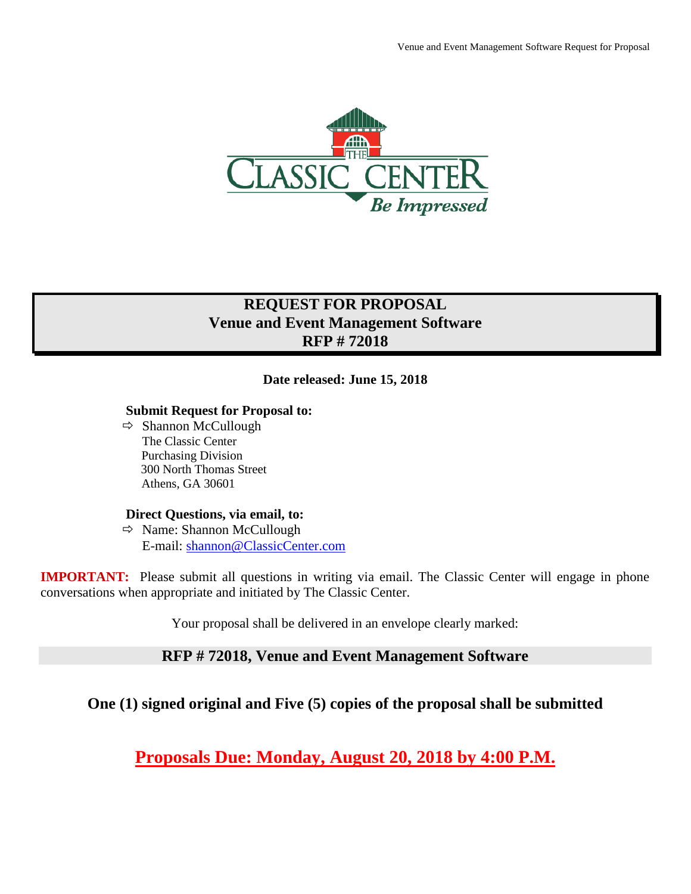# REQUEST FOR PROPOSAL
# Venue and Event Management Software
# RFP # 72018

**Date released: June 15, 2018**

**Submit Request for Proposal to:**

⇨ Shannon McCullough
The Classic Center
Purchasing Division
300 North Thomas Street
Athens, GA 30601

**Direct Questions, via email, to:**

⇨ Name: Shannon McCullough
E-mail: shannon@ClassicCenter.com

**IMPORTANT:** Please submit all questions in writing via email. The Classic Center will engage in phone conversations when appropriate and initiated by The Classic Center.

Your proposal shall be delivered in an envelope clearly marked:

**RFP # 72018, Venue and Event Management Software**

**One (1) signed original and Five (5) copies of the proposal shall be submitted**

**Proposals Due: Monday, August 20, 2018 by 4:00 P.M.**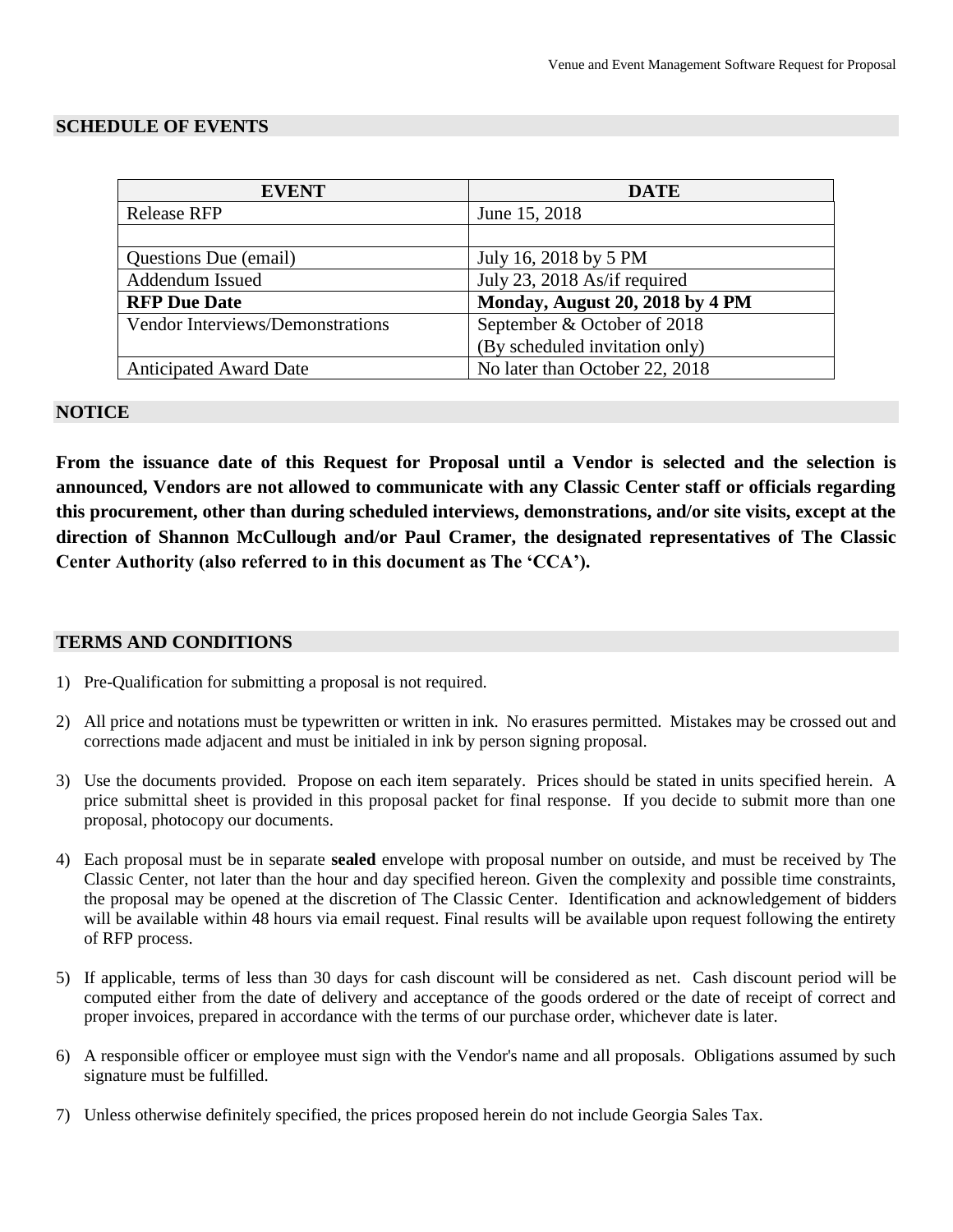## SCHEDULE OF EVENTS

| EVENT | DATE |
|---|---|
| Release RFP | June 15, 2018 |
| | |
| Questions Due (email) | July 16, 2018 by 5 PM |
| Addendum Issued | July 23, 2018 As/if required |
| **RFP Due Date** | **Monday, August 20, 2018 by 4 PM** |
| Vendor Interviews/Demonstrations | September & October of 2018 (By scheduled invitation only) |
| Anticipated Award Date | No later than October 22, 2018 |

## NOTICE

**From the issuance date of this Request for Proposal until a Vendor is selected and the selection is announced, Vendors are not allowed to communicate with any Classic Center staff or officials regarding this procurement, other than during scheduled interviews, demonstrations, and/or site visits, except at the direction of Shannon McCullough and/or Paul Cramer, the designated representatives of The Classic Center Authority (also referred to in this document as The 'CCA').**

## TERMS AND CONDITIONS

1) Pre-Qualification for submitting a proposal is not required.

2) All price and notations must be typewritten or written in ink. No erasures permitted. Mistakes may be crossed out and corrections made adjacent and must be initialed in ink by person signing proposal.

3) Use the documents provided. Propose on each item separately. Prices should be stated in units specified herein. A price submittal sheet is provided in this proposal packet for final response. If you decide to submit more than one proposal, photocopy our documents.

4) Each proposal must be in separate **sealed** envelope with proposal number on outside, and must be received by The Classic Center, not later than the hour and day specified hereon. Given the complexity and possible time constraints, the proposal may be opened at the discretion of The Classic Center. Identification and acknowledgement of bidders will be available within 48 hours via email request. Final results will be available upon request following the entirety of RFP process.

5) If applicable, terms of less than 30 days for cash discount will be considered as net. Cash discount period will be computed either from the date of delivery and acceptance of the goods ordered or the date of receipt of correct and proper invoices, prepared in accordance with the terms of our purchase order, whichever date is later.

6) A responsible officer or employee must sign with the Vendor's name and all proposals. Obligations assumed by such signature must be fulfilled.

7) Unless otherwise definitely specified, the prices proposed herein do not include Georgia Sales Tax.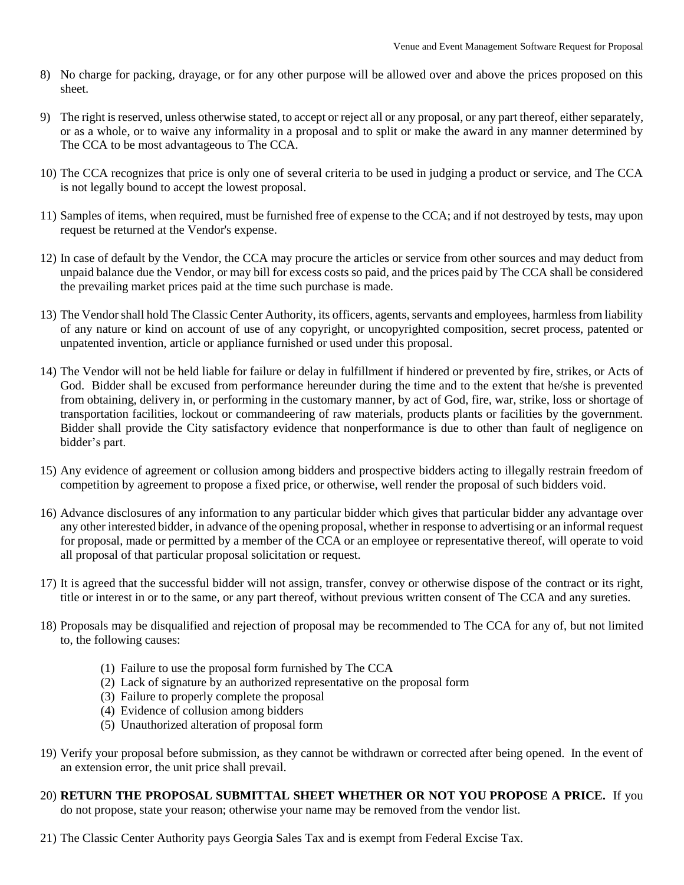8) No charge for packing, drayage, or for any other purpose will be allowed over and above the prices proposed on this sheet.

9) The right is reserved, unless otherwise stated, to accept or reject all or any proposal, or any part thereof, either separately, or as a whole, or to waive any informality in a proposal and to split or make the award in any manner determined by The CCA to be most advantageous to The CCA.

10) The CCA recognizes that price is only one of several criteria to be used in judging a product or service, and The CCA is not legally bound to accept the lowest proposal.

11) Samples of items, when required, must be furnished free of expense to the CCA; and if not destroyed by tests, may upon request be returned at the Vendor's expense.

12) In case of default by the Vendor, the CCA may procure the articles or service from other sources and may deduct from unpaid balance due the Vendor, or may bill for excess costs so paid, and the prices paid by The CCA shall be considered the prevailing market prices paid at the time such purchase is made.

13) The Vendor shall hold The Classic Center Authority, its officers, agents, servants and employees, harmless from liability of any nature or kind on account of use of any copyright, or uncopyrighted composition, secret process, patented or unpatented invention, article or appliance furnished or used under this proposal.

14) The Vendor will not be held liable for failure or delay in fulfillment if hindered or prevented by fire, strikes, or Acts of God. Bidder shall be excused from performance hereunder during the time and to the extent that he/she is prevented from obtaining, delivery in, or performing in the customary manner, by act of God, fire, war, strike, loss or shortage of transportation facilities, lockout or commandeering of raw materials, products plants or facilities by the government. Bidder shall provide the City satisfactory evidence that nonperformance is due to other than fault of negligence on bidder's part.

15) Any evidence of agreement or collusion among bidders and prospective bidders acting to illegally restrain freedom of competition by agreement to propose a fixed price, or otherwise, well render the proposal of such bidders void.

16) Advance disclosures of any information to any particular bidder which gives that particular bidder any advantage over any other interested bidder, in advance of the opening proposal, whether in response to advertising or an informal request for proposal, made or permitted by a member of the CCA or an employee or representative thereof, will operate to void all proposal of that particular proposal solicitation or request.

17) It is agreed that the successful bidder will not assign, transfer, convey or otherwise dispose of the contract or its right, title or interest in or to the same, or any part thereof, without previous written consent of The CCA and any sureties.

18) Proposals may be disqualified and rejection of proposal may be recommended to The CCA for any of, but not limited to, the following causes:

    (1) Failure to use the proposal form furnished by The CCA
    (2) Lack of signature by an authorized representative on the proposal form
    (3) Failure to properly complete the proposal
    (4) Evidence of collusion among bidders
    (5) Unauthorized alteration of proposal form

19) Verify your proposal before submission, as they cannot be withdrawn or corrected after being opened. In the event of an extension error, the unit price shall prevail.

20) **RETURN THE PROPOSAL SUBMITTAL SHEET WHETHER OR NOT YOU PROPOSE A PRICE.** If you do not propose, state your reason; otherwise your name may be removed from the vendor list.

21) The Classic Center Authority pays Georgia Sales Tax and is exempt from Federal Excise Tax.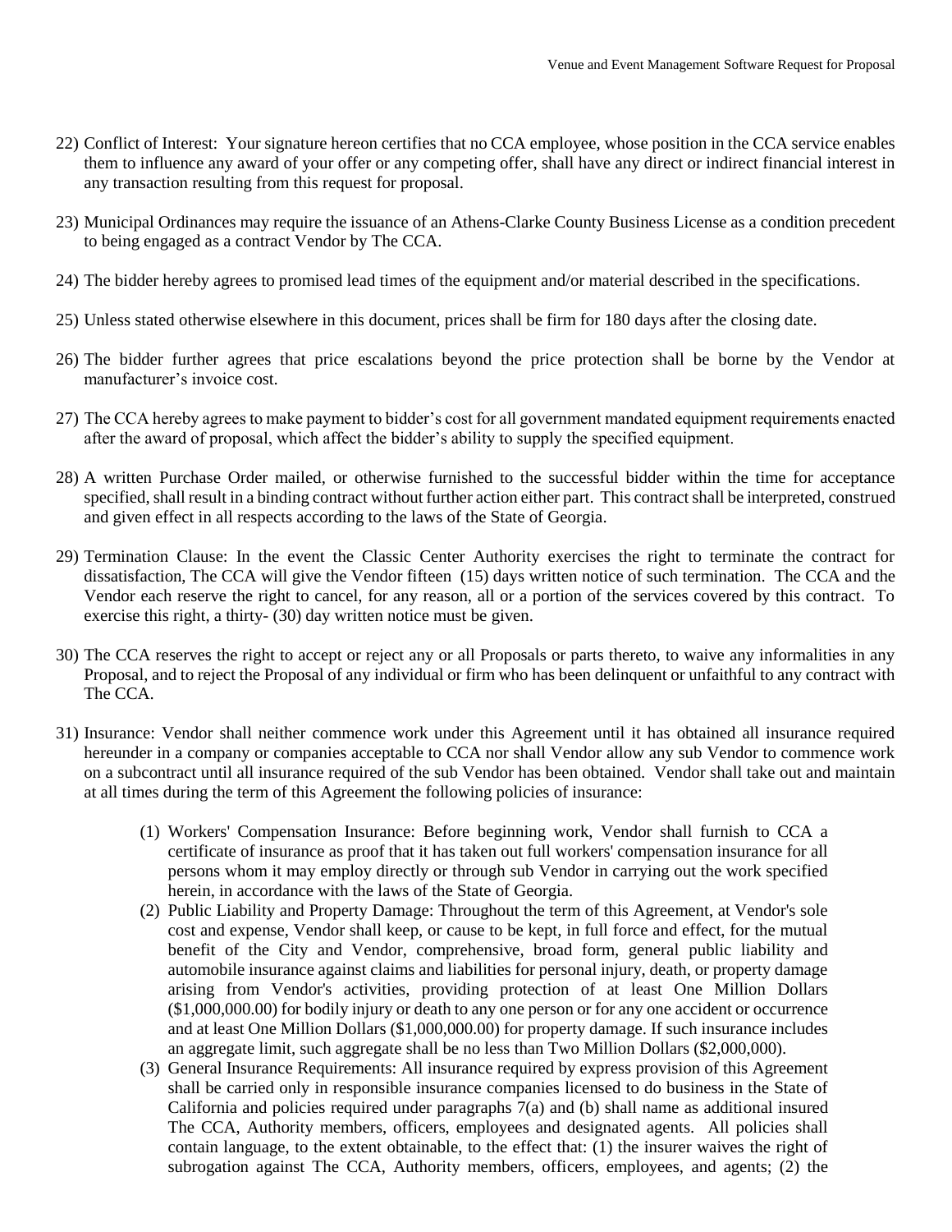22) Conflict of Interest: Your signature hereon certifies that no CCA employee, whose position in the CCA service enables them to influence any award of your offer or any competing offer, shall have any direct or indirect financial interest in any transaction resulting from this request for proposal.

23) Municipal Ordinances may require the issuance of an Athens-Clarke County Business License as a condition precedent to being engaged as a contract Vendor by The CCA.

24) The bidder hereby agrees to promised lead times of the equipment and/or material described in the specifications.

25) Unless stated otherwise elsewhere in this document, prices shall be firm for 180 days after the closing date.

26) The bidder further agrees that price escalations beyond the price protection shall be borne by the Vendor at manufacturer's invoice cost.

27) The CCA hereby agrees to make payment to bidder's cost for all government mandated equipment requirements enacted after the award of proposal, which affect the bidder's ability to supply the specified equipment.

28) A written Purchase Order mailed, or otherwise furnished to the successful bidder within the time for acceptance specified, shall result in a binding contract without further action either part. This contract shall be interpreted, construed and given effect in all respects according to the laws of the State of Georgia.

29) Termination Clause: In the event the Classic Center Authority exercises the right to terminate the contract for dissatisfaction, The CCA will give the Vendor fifteen (15) days written notice of such termination. The CCA and the Vendor each reserve the right to cancel, for any reason, all or a portion of the services covered by this contract. To exercise this right, a thirty- (30) day written notice must be given.

30) The CCA reserves the right to accept or reject any or all Proposals or parts thereto, to waive any informalities in any Proposal, and to reject the Proposal of any individual or firm who has been delinquent or unfaithful to any contract with The CCA.

31) Insurance: Vendor shall neither commence work under this Agreement until it has obtained all insurance required hereunder in a company or companies acceptable to CCA nor shall Vendor allow any sub Vendor to commence work on a subcontract until all insurance required of the sub Vendor has been obtained. Vendor shall take out and maintain at all times during the term of this Agreement the following policies of insurance:

    (1) Workers' Compensation Insurance: Before beginning work, Vendor shall furnish to CCA a certificate of insurance as proof that it has taken out full workers' compensation insurance for all persons whom it may employ directly or through sub Vendor in carrying out the work specified herein, in accordance with the laws of the State of Georgia.
    (2) Public Liability and Property Damage: Throughout the term of this Agreement, at Vendor's sole cost and expense, Vendor shall keep, or cause to be kept, in full force and effect, for the mutual benefit of the City and Vendor, comprehensive, broad form, general public liability and automobile insurance against claims and liabilities for personal injury, death, or property damage arising from Vendor's activities, providing protection of at least One Million Dollars ($1,000,000.00) for bodily injury or death to any one person or for any one accident or occurrence and at least One Million Dollars ($1,000,000.00) for property damage. If such insurance includes an aggregate limit, such aggregate shall be no less than Two Million Dollars ($2,000,000).
    (3) General Insurance Requirements: All insurance required by express provision of this Agreement shall be carried only in responsible insurance companies licensed to do business in the State of California and policies required under paragraphs 7(a) and (b) shall name as additional insured The CCA, Authority members, officers, employees and designated agents. All policies shall contain language, to the extent obtainable, to the effect that: (1) the insurer waives the right of subrogation against The CCA, Authority members, officers, employees, and agents; (2) the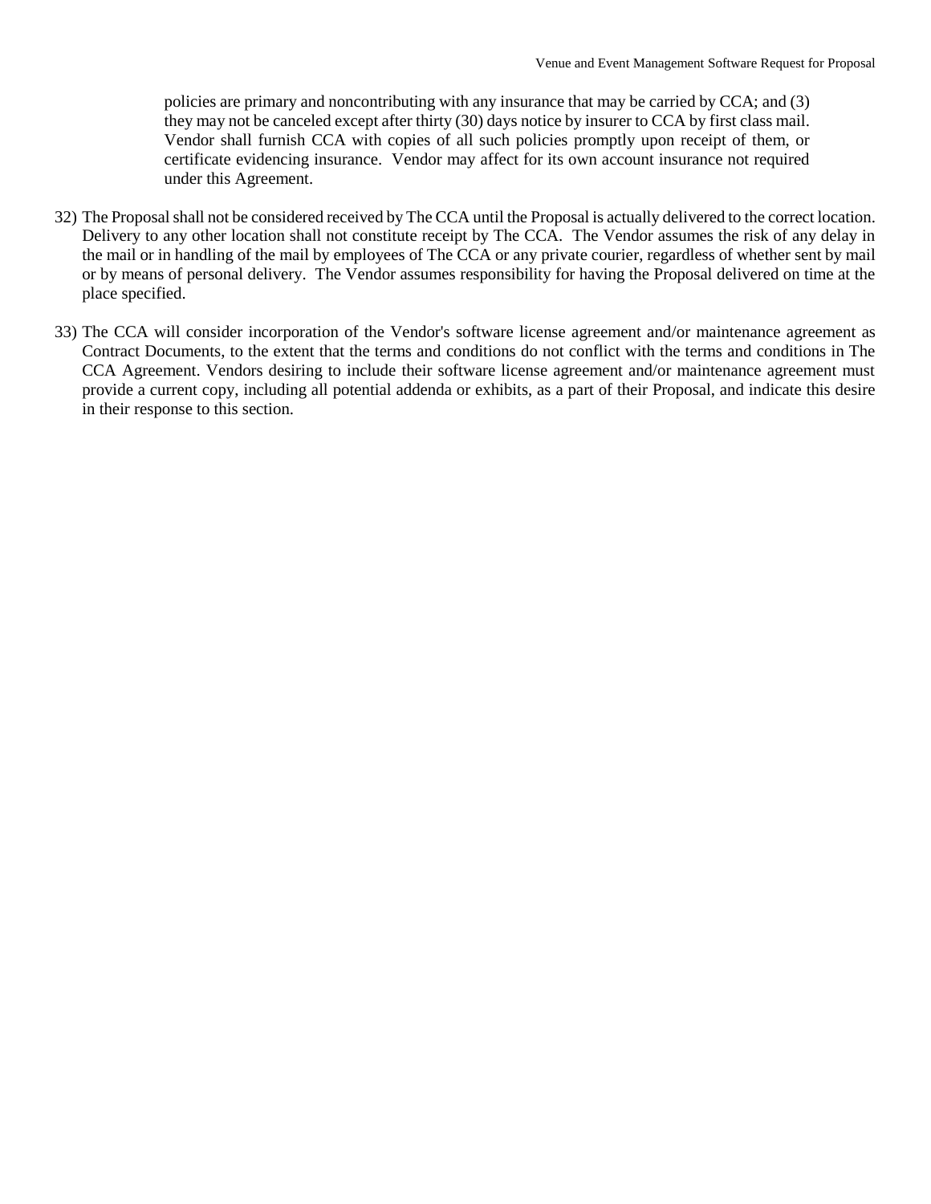policies are primary and noncontributing with any insurance that may be carried by CCA; and (3) they may not be canceled except after thirty (30) days notice by insurer to CCA by first class mail. Vendor shall furnish CCA with copies of all such policies promptly upon receipt of them, or certificate evidencing insurance. Vendor may affect for its own account insurance not required under this Agreement.

32) The Proposal shall not be considered received by The CCA until the Proposal is actually delivered to the correct location. Delivery to any other location shall not constitute receipt by The CCA. The Vendor assumes the risk of any delay in the mail or in handling of the mail by employees of The CCA or any private courier, regardless of whether sent by mail or by means of personal delivery. The Vendor assumes responsibility for having the Proposal delivered on time at the place specified.

33) The CCA will consider incorporation of the Vendor's software license agreement and/or maintenance agreement as Contract Documents, to the extent that the terms and conditions do not conflict with the terms and conditions in The CCA Agreement. Vendors desiring to include their software license agreement and/or maintenance agreement must provide a current copy, including all potential addenda or exhibits, as a part of their Proposal, and indicate this desire in their response to this section.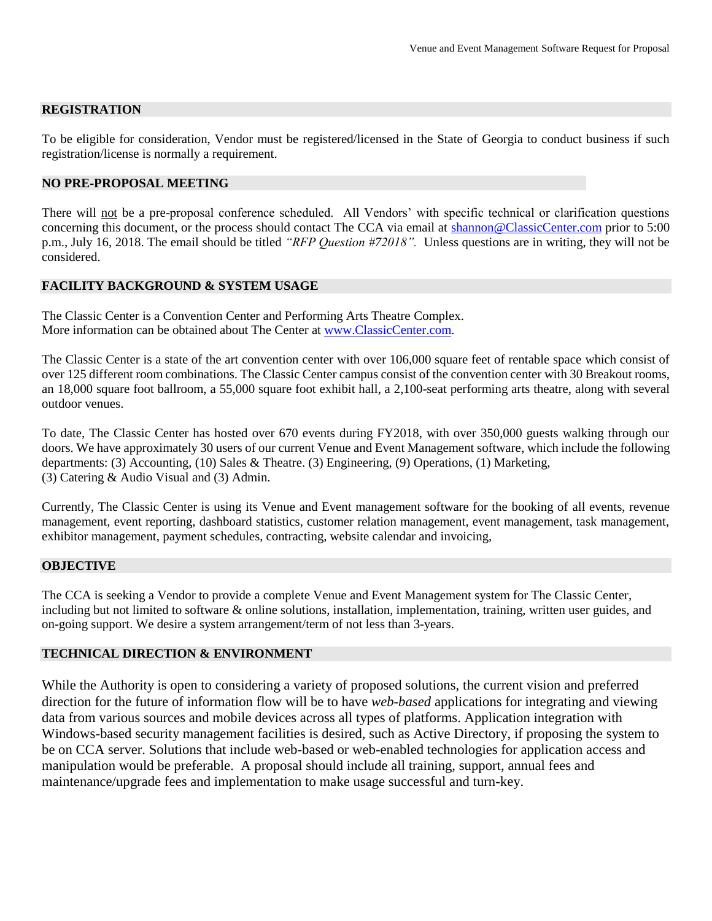## REGISTRATION

To be eligible for consideration, Vendor must be registered/licensed in the State of Georgia to conduct business if such registration/license is normally a requirement.

## NO PRE-PROPOSAL MEETING

There will not be a pre-proposal conference scheduled. All Vendors' with specific technical or clarification questions concerning this document, or the process should contact The CCA via email at [shannon@ClassicCenter.com](mailto:shannon@ClassicCenter.com) prior to 5:00 p.m., July 16, 2018. The email should be titled *"RFP Question #72018".* Unless questions are in writing, they will not be considered.

## FACILITY BACKGROUND & SYSTEM USAGE

The Classic Center is a Convention Center and Performing Arts Theatre Complex.
More information can be obtained about The Center at [www.ClassicCenter.com](http://www.ClassicCenter.com).

The Classic Center is a state of the art convention center with over 106,000 square feet of rentable space which consist of over 125 different room combinations. The Classic Center campus consist of the convention center with 30 Breakout rooms, an 18,000 square foot ballroom, a 55,000 square foot exhibit hall, a 2,100-seat performing arts theatre, along with several outdoor venues.

To date, The Classic Center has hosted over 670 events during FY2018, with over 350,000 guests walking through our doors. We have approximately 30 users of our current Venue and Event Management software, which include the following departments: (3) Accounting, (10) Sales & Theatre. (3) Engineering, (9) Operations, (1) Marketing,
(3) Catering & Audio Visual and (3) Admin.

Currently, The Classic Center is using its Venue and Event management software for the booking of all events, revenue management, event reporting, dashboard statistics, customer relation management, event management, task management, exhibitor management, payment schedules, contracting, website calendar and invoicing,

## OBJECTIVE

The CCA is seeking a Vendor to provide a complete Venue and Event Management system for The Classic Center, including but not limited to software & online solutions, installation, implementation, training, written user guides, and on-going support. We desire a system arrangement/term of not less than 3-years.

## TECHNICAL DIRECTION & ENVIRONMENT

While the Authority is open to considering a variety of proposed solutions, the current vision and preferred direction for the future of information flow will be to have *web-based* applications for integrating and viewing data from various sources and mobile devices across all types of platforms. Application integration with Windows-based security management facilities is desired, such as Active Directory, if proposing the system to be on CCA server. Solutions that include web-based or web-enabled technologies for application access and manipulation would be preferable. A proposal should include all training, support, annual fees and maintenance/upgrade fees and implementation to make usage successful and turn-key.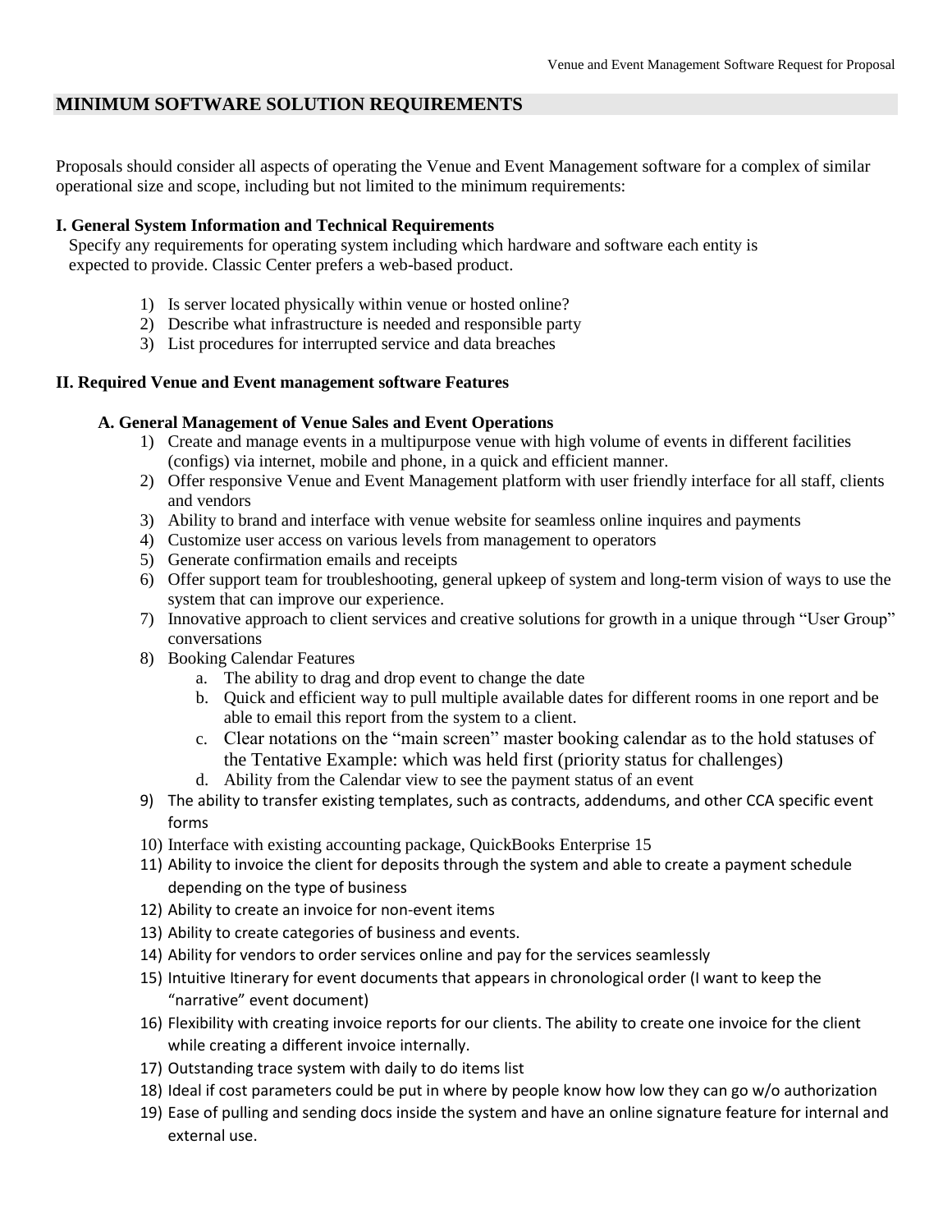## MINIMUM SOFTWARE SOLUTION REQUIREMENTS

Proposals should consider all aspects of operating the Venue and Event Management software for a complex of similar operational size and scope, including but not limited to the minimum requirements:

### I. General System Information and Technical Requirements

Specify any requirements for operating system including which hardware and software each entity is expected to provide. Classic Center prefers a web-based product.

1) Is server located physically within venue or hosted online?
2) Describe what infrastructure is needed and responsible party
3) List procedures for interrupted service and data breaches

### II. Required Venue and Event management software Features

#### A. General Management of Venue Sales and Event Operations

1) Create and manage events in a multipurpose venue with high volume of events in different facilities (configs) via internet, mobile and phone, in a quick and efficient manner.
2) Offer responsive Venue and Event Management platform with user friendly interface for all staff, clients and vendors
3) Ability to brand and interface with venue website for seamless online inquires and payments
4) Customize user access on various levels from management to operators
5) Generate confirmation emails and receipts
6) Offer support team for troubleshooting, general upkeep of system and long-term vision of ways to use the system that can improve our experience.
7) Innovative approach to client services and creative solutions for growth in a unique through "User Group" conversations
8) Booking Calendar Features
   a. The ability to drag and drop event to change the date
   b. Quick and efficient way to pull multiple available dates for different rooms in one report and be able to email this report from the system to a client.
   c. Clear notations on the "main screen" master booking calendar as to the hold statuses of the Tentative Example: which was held first (priority status for challenges)
   d. Ability from the Calendar view to see the payment status of an event
9) The ability to transfer existing templates, such as contracts, addendums, and other CCA specific event forms
10) Interface with existing accounting package, QuickBooks Enterprise 15
11) Ability to invoice the client for deposits through the system and able to create a payment schedule depending on the type of business
12) Ability to create an invoice for non-event items
13) Ability to create categories of business and events.
14) Ability for vendors to order services online and pay for the services seamlessly
15) Intuitive Itinerary for event documents that appears in chronological order (I want to keep the "narrative" event document)
16) Flexibility with creating invoice reports for our clients. The ability to create one invoice for the client while creating a different invoice internally.
17) Outstanding trace system with daily to do items list
18) Ideal if cost parameters could be put in where by people know how low they can go w/o authorization
19) Ease of pulling and sending docs inside the system and have an online signature feature for internal and external use.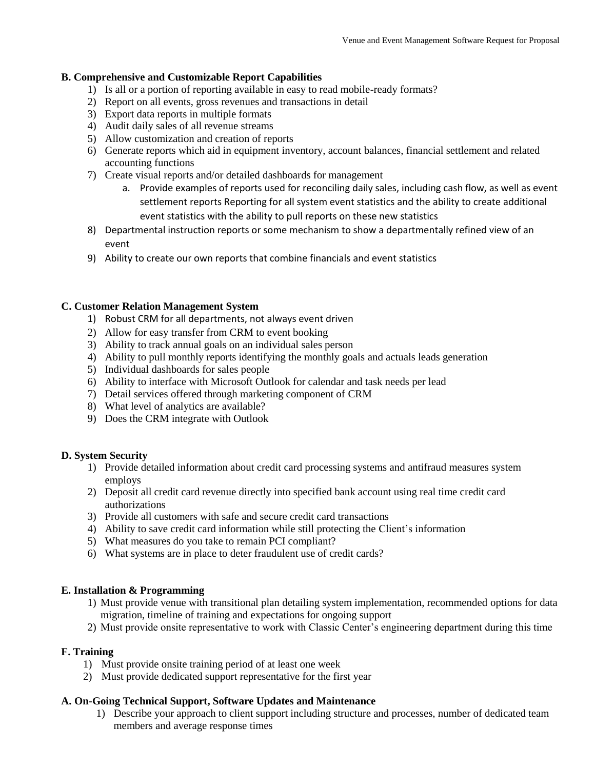**B. Comprehensive and Customizable Report Capabilities**

1) Is all or a portion of reporting available in easy to read mobile-ready formats?
2) Report on all events, gross revenues and transactions in detail
3) Export data reports in multiple formats
4) Audit daily sales of all revenue streams
5) Allow customization and creation of reports
6) Generate reports which aid in equipment inventory, account balances, financial settlement and related accounting functions
7) Create visual reports and/or detailed dashboards for management
    a. Provide examples of reports used for reconciling daily sales, including cash flow, as well as event settlement reports Reporting for all system event statistics and the ability to create additional event statistics with the ability to pull reports on these new statistics
8) Departmental instruction reports or some mechanism to show a departmentally refined view of an event
9) Ability to create our own reports that combine financials and event statistics

**C. Customer Relation Management System**

1) Robust CRM for all departments, not always event driven
2) Allow for easy transfer from CRM to event booking
3) Ability to track annual goals on an individual sales person
4) Ability to pull monthly reports identifying the monthly goals and actuals leads generation
5) Individual dashboards for sales people
6) Ability to interface with Microsoft Outlook for calendar and task needs per lead
7) Detail services offered through marketing component of CRM
8) What level of analytics are available?
9) Does the CRM integrate with Outlook

**D. System Security**

1) Provide detailed information about credit card processing systems and antifraud measures system employs
2) Deposit all credit card revenue directly into specified bank account using real time credit card authorizations
3) Provide all customers with safe and secure credit card transactions
4) Ability to save credit card information while still protecting the Client's information
5) What measures do you take to remain PCI compliant?
6) What systems are in place to deter fraudulent use of credit cards?

**E. Installation & Programming**

1) Must provide venue with transitional plan detailing system implementation, recommended options for data migration, timeline of training and expectations for ongoing support
2) Must provide onsite representative to work with Classic Center's engineering department during this time

**F. Training**

1) Must provide onsite training period of at least one week
2) Must provide dedicated support representative for the first year

**A. On-Going Technical Support, Software Updates and Maintenance**

1) Describe your approach to client support including structure and processes, number of dedicated team members and average response times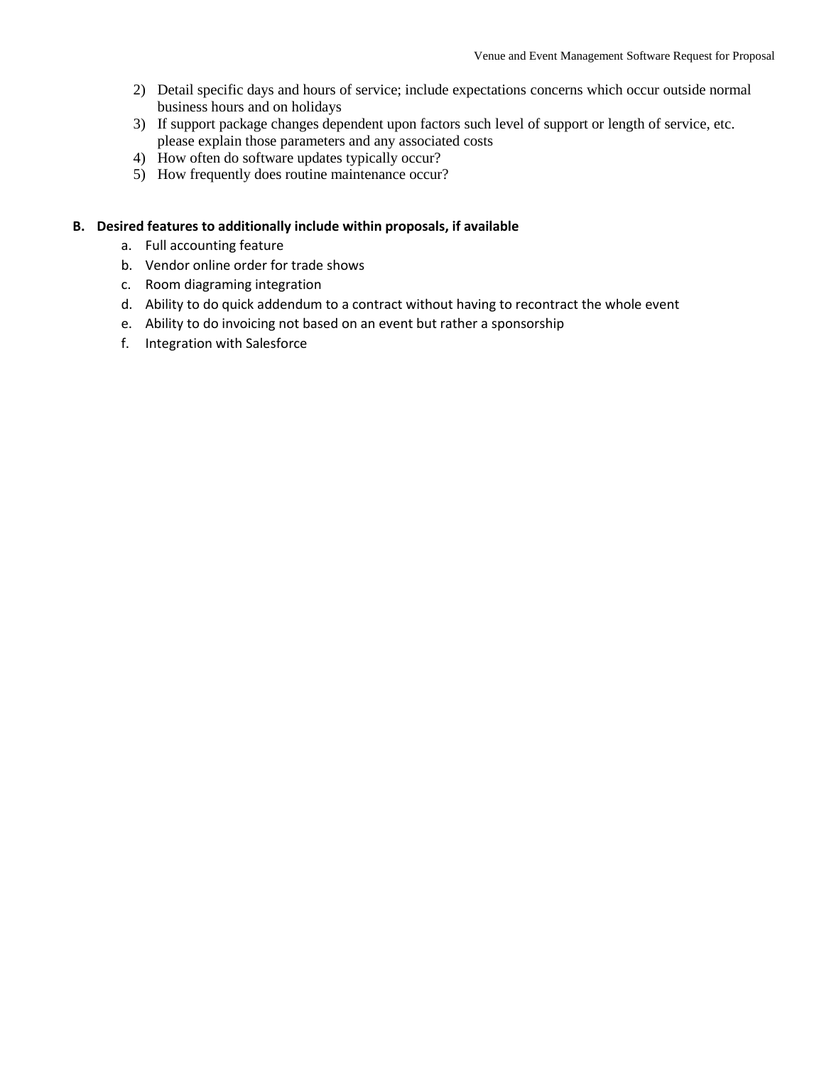2) Detail specific days and hours of service; include expectations concerns which occur outside normal business hours and on holidays
3) If support package changes dependent upon factors such level of support or length of service, etc. please explain those parameters and any associated costs
4) How often do software updates typically occur?
5) How frequently does routine maintenance occur?

**B. Desired features to additionally include within proposals, if available**

a. Full accounting feature
b. Vendor online order for trade shows
c. Room diagraming integration
d. Ability to do quick addendum to a contract without having to recontract the whole event
e. Ability to do invoicing not based on an event but rather a sponsorship
f. Integration with Salesforce